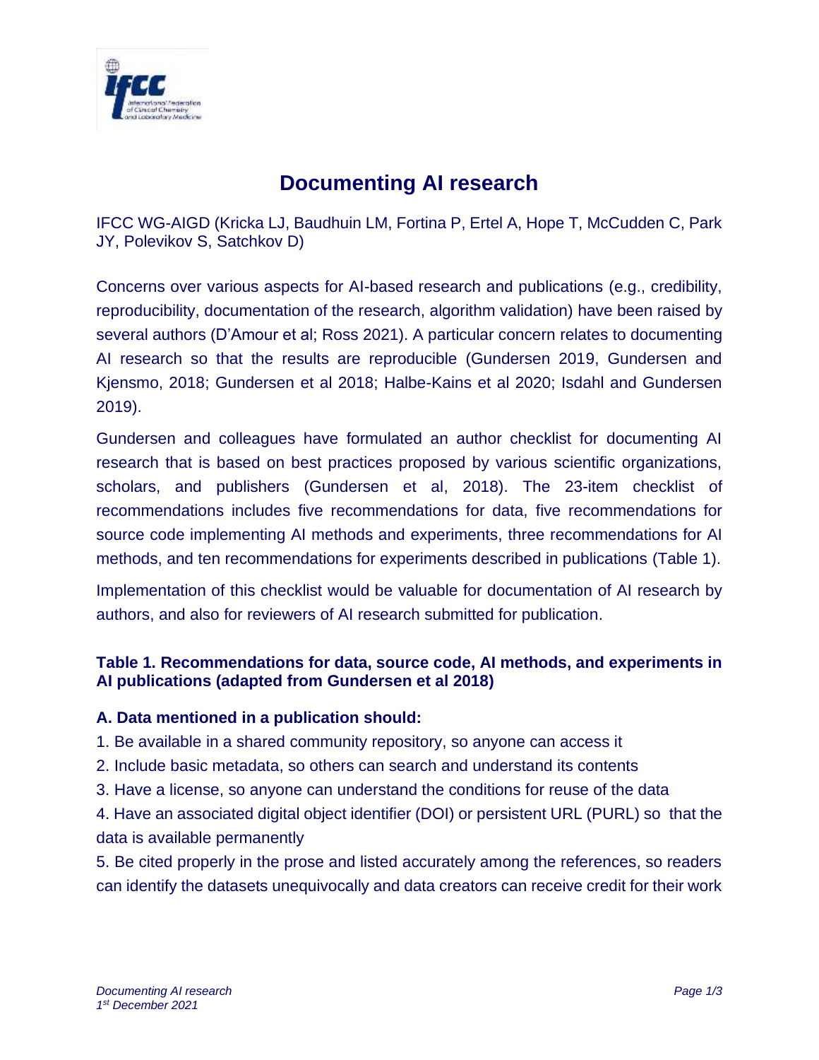# Documenting AI research

IFCC WG-AIGD (Kricka LJ, Baudhuin LM, Fortina P, Ertel A, Hope T, McCudden C, Park JY, Polevikov S, Satchkov D)

Concerns over various aspects for AI-based research and publications (e.g., credibility, reproducibility, documentation of the research, algorithm validation) have been raised by several authors (D'Amour et al; Ross 2021). A particular concern relates to documenting AI research so that the results are reproducible (Gundersen 2019, Gundersen and Kjensmo, 2018; Gundersen et al 2018; Halbe-Kains et al 2020; Isdahl and Gundersen 2019).

Gundersen and colleagues have formulated an author checklist for documenting AI research that is based on best practices proposed by various scientific organizations, scholars, and publishers (Gundersen et al, 2018). The 23-item checklist of recommendations includes five recommendations for data, five recommendations for source code implementing AI methods and experiments, three recommendations for AI methods, and ten recommendations for experiments described in publications (Table 1).

Implementation of this checklist would be valuable for documentation of AI research by authors, and also for reviewers of AI research submitted for publication.

**Table 1. Recommendations for data, source code, AI methods, and experiments in AI publications (adapted from Gundersen et al 2018)**

### A. Data mentioned in a publication should:

1. Be available in a shared community repository, so anyone can access it
2. Include basic metadata, so others can search and understand its contents
3. Have a license, so anyone can understand the conditions for reuse of the data
4. Have an associated digital object identifier (DOI) or persistent URL (PURL) so that the data is available permanently
5. Be cited properly in the prose and listed accurately among the references, so readers can identify the datasets unequivocally and data creators can receive credit for their work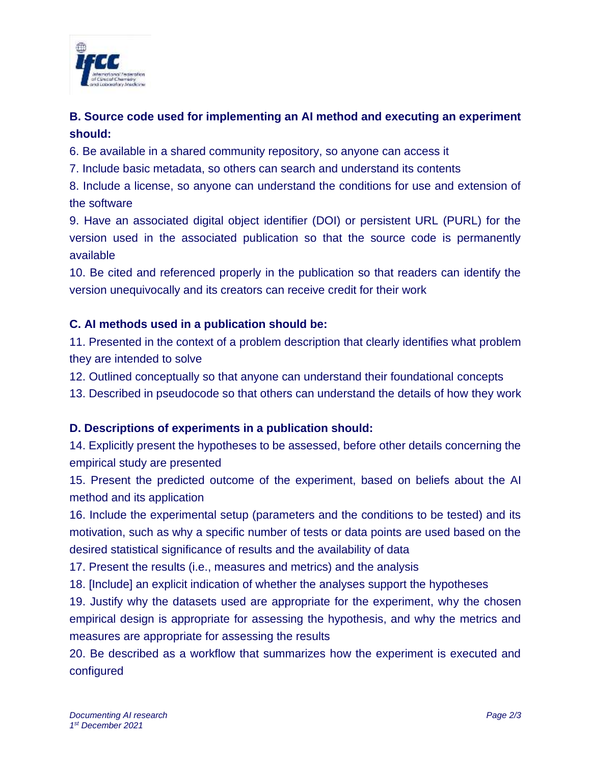**B. Source code used for implementing an AI method and executing an experiment should:**

6. Be available in a shared community repository, so anyone can access it
7. Include basic metadata, so others can search and understand its contents
8. Include a license, so anyone can understand the conditions for use and extension of the software
9. Have an associated digital object identifier (DOI) or persistent URL (PURL) for the version used in the associated publication so that the source code is permanently available
10. Be cited and referenced properly in the publication so that readers can identify the version unequivocally and its creators can receive credit for their work

**C. AI methods used in a publication should be:**

11. Presented in the context of a problem description that clearly identifies what problem they are intended to solve
12. Outlined conceptually so that anyone can understand their foundational concepts
13. Described in pseudocode so that others can understand the details of how they work

**D. Descriptions of experiments in a publication should:**

14. Explicitly present the hypotheses to be assessed, before other details concerning the empirical study are presented
15. Present the predicted outcome of the experiment, based on beliefs about the AI method and its application
16. Include the experimental setup (parameters and the conditions to be tested) and its motivation, such as why a specific number of tests or data points are used based on the desired statistical significance of results and the availability of data
17. Present the results (i.e., measures and metrics) and the analysis
18. [Include] an explicit indication of whether the analyses support the hypotheses
19. Justify why the datasets used are appropriate for the experiment, why the chosen empirical design is appropriate for assessing the hypothesis, and why the metrics and measures are appropriate for assessing the results
20. Be described as a workflow that summarizes how the experiment is executed and configured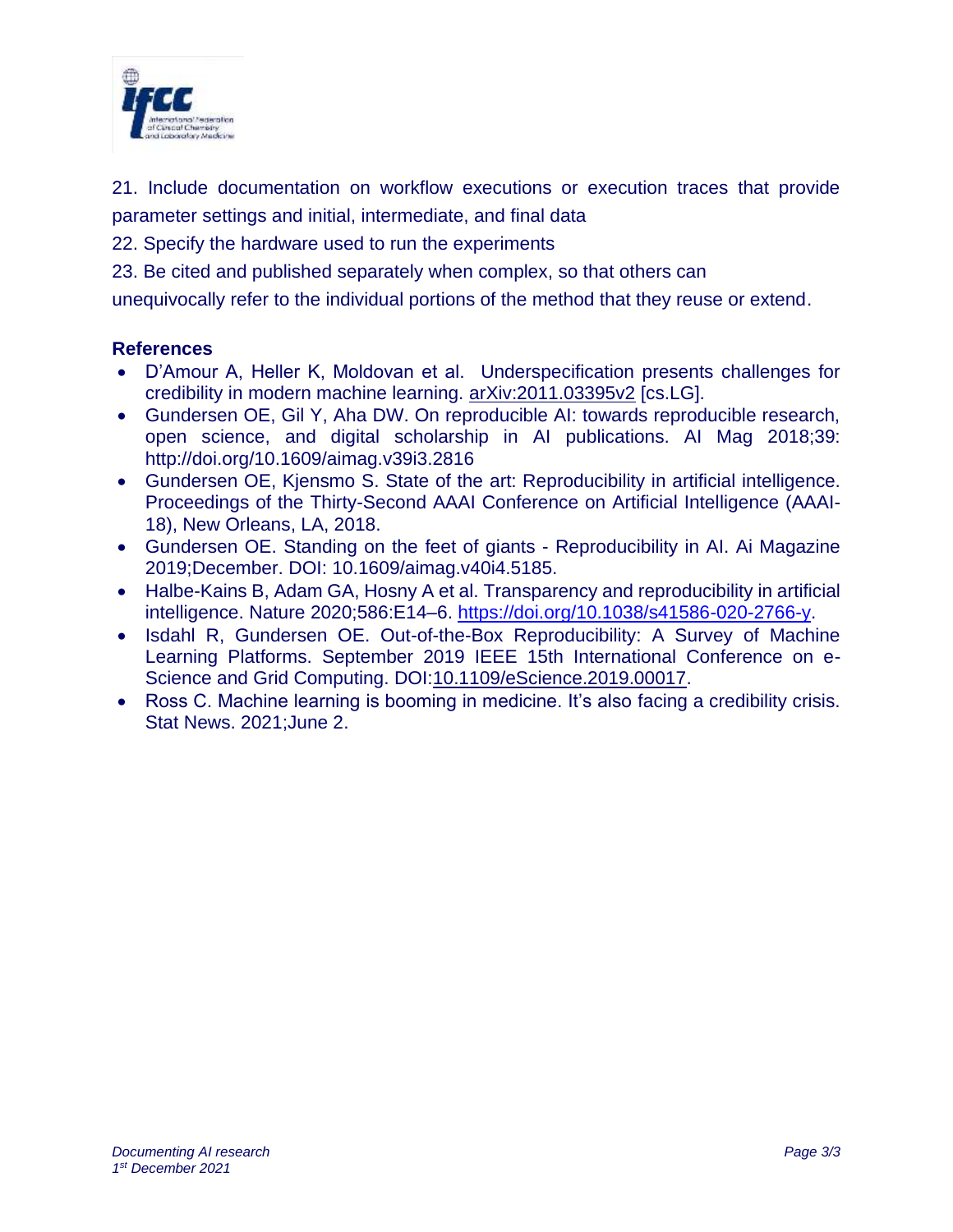21. Include documentation on workflow executions or execution traces that provide parameter settings and initial, intermediate, and final data

22. Specify the hardware used to run the experiments

23. Be cited and published separately when complex, so that others can unequivocally refer to the individual portions of the method that they reuse or extend.

**References**

- D'Amour A, Heller K, Moldovan et al. Underspecification presents challenges for credibility in modern machine learning. arXiv:2011.03395v2 [cs.LG].
- Gundersen OE, Gil Y, Aha DW. On reproducible AI: towards reproducible research, open science, and digital scholarship in AI publications. AI Mag 2018;39: http://doi.org/10.1609/aimag.v39i3.2816
- Gundersen OE, Kjensmo S. State of the art: Reproducibility in artificial intelligence. Proceedings of the Thirty-Second AAAI Conference on Artificial Intelligence (AAAI-18), New Orleans, LA, 2018.
- Gundersen OE. Standing on the feet of giants - Reproducibility in AI. Ai Magazine 2019;December. DOI: 10.1609/aimag.v40i4.5185.
- Halbe-Kains B, Adam GA, Hosny A et al. Transparency and reproducibility in artificial intelligence. Nature 2020;586:E14–6. https://doi.org/10.1038/s41586-020-2766-y.
- Isdahl R, Gundersen OE. Out-of-the-Box Reproducibility: A Survey of Machine Learning Platforms. September 2019 IEEE 15th International Conference on e-Science and Grid Computing. DOI:10.1109/eScience.2019.00017.
- Ross C. Machine learning is booming in medicine. It's also facing a credibility crisis. Stat News. 2021;June 2.